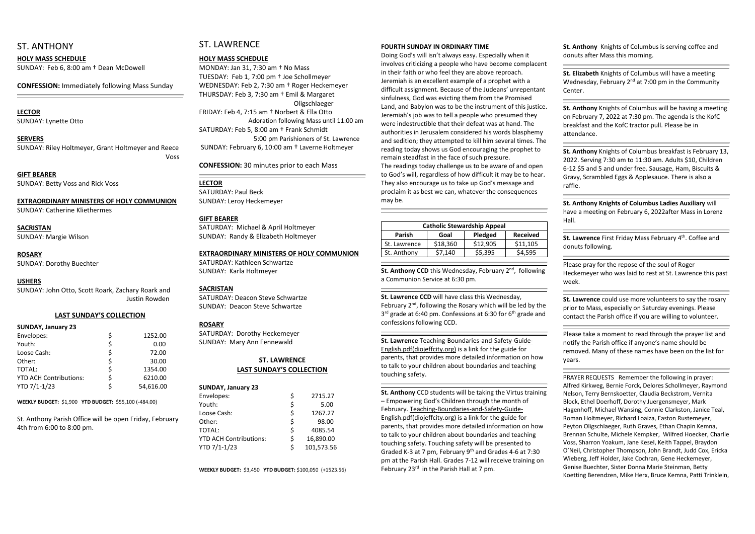# ST. ANTHONY

**HOLY MASS SCHEDULE**

SUNDAY: Feb 6, 8:00 am † Dean McDowell

**CONFESSION:** Immediately following Mass Sunday

**LECTOR**

SUNDAY: Lynette Otto

**SERVERS**

SUNDAY: Riley Holtmeyer, Grant Holtmeyer and Reece Voss

**GIFT BEARER**

SUNDAY: Betty Voss and Rick Voss

**EXTRAORDINARY MINISTERS OF HOLY COMMUNION**

SUNDAY: Catherine Kliethermes

**SACRISTAN**

SUNDAY: Margie Wilson

**ROSARY**

SUNDAY: Dorothy Buechter

**USHERS**

SUNDAY: John Otto, Scott Roark, Zachary Roark and Justin Rowden

**LAST SUNDAY'S COLLECTION**

**SUNDAY, January 23**

| | | |
|---|---|---|
| Envelopes: | $ | 1252.00 |
| Youth: | $ | 0.00 |
| Loose Cash: | $ | 72.00 |
| Other: | $ | 30.00 |
| TOTAL: | $ | 1354.00 |
| YTD ACH Contributions: | $ | 6210.00 |
| YTD 7/1-1/23 | $ | 54,616.00 |

**WEEKLY BUDGET:** $1,900 **YTD BUDGET:** $55,100 (-484.00)

St. Anthony Parish Office will be open Friday, February 4th from 6:00 to 8:00 pm.

# ST. LAWRENCE

**HOLY MASS SCHEDULE**

MONDAY: Jan 31, 7:30 am † No Mass
TUESDAY: Feb 1, 7:00 pm † Joe Schollmeyer
WEDNESDAY: Feb 2, 7:30 am † Roger Heckemeyer
THURSDAY: Feb 3, 7:30 am † Emil & Margaret Oligschlaeger
FRIDAY: Feb 4, 7:15 am † Norbert & Ella Otto
Adoration following Mass until 11:00 am
SATURDAY: Feb 5, 8:00 am † Frank Schmidt
5:00 pm Parishioners of St. Lawrence
SUNDAY: February 6, 10:00 am † Laverne Holtmeyer

**CONFESSION:** 30 minutes prior to each Mass

**LECTOR**

SATURDAY: Paul Beck
SUNDAY: Leroy Heckemeyer

**GIFT BEARER**

SATURDAY: Michael & April Holtmeyer
SUNDAY: Randy & Elizabeth Holtmeyer

**EXTRAORDINARY MINISTERS OF HOLY COMMUNION**

SATURDAY: Kathleen Schwartze
SUNDAY: Karla Holtmeyer

**SACRISTAN**

SATURDAY: Deacon Steve Schwartze
SUNDAY: Deacon Steve Schwartze

**ROSARY**

SATURDAY: Dorothy Heckemeyer
SUNDAY: Mary Ann Fennewald

**ST. LAWRENCE LAST SUNDAY'S COLLECTION**

**SUNDAY, January 23**

| | | |
|---|---|---|
| Envelopes: | $ | 2715.27 |
| Youth: | $ | 5.00 |
| Loose Cash: | $ | 1267.27 |
| Other: | $ | 98.00 |
| TOTAL: | $ | 4085.54 |
| YTD ACH Contributions: | $ | 16,890.00 |
| YTD 7/1-1/23 | $ | 101,573.56 |

**WEEKLY BUDGET:** $3,450 **YTD BUDGET:** $100,050 (+1523.56)

**FOURTH SUNDAY IN ORDINARY TIME**

Doing God's will isn't always easy. Especially when it involves criticizing a people who have become complacent in their faith or who feel they are above reproach. Jeremiah is an excellent example of a prophet with a difficult assignment. Because of the Judeans' unrepentant sinfulness, God was evicting them from the Promised Land, and Babylon was to be the instrument of this justice. Jeremiah's job was to tell a people who presumed they were indestructible that their defeat was at hand. The authorities in Jerusalem considered his words blasphemy and sedition; they attempted to kill him several times. The reading today shows us God encouraging the prophet to remain steadfast in the face of such pressure.
The readings today challenge us to be aware of and open to God's will, regardless of how difficult it may be to hear. They also encourage us to take up God's message and proclaim it as best we can, whatever the consequences may be.

| Catholic Stewardship Appeal | | | |
|---|---|---|---|
| **Parish** | **Goal** | **Pledged** | **Received** |
| St. Lawrence | $18,360 | $12,905 | $11,105 |
| St. Anthony | $7,140 | $5,395 | $4,595 |

**St. Anthony CCD** this Wednesday, February 2nd, following a Communion Service at 6:30 pm.

**St. Lawrence CCD** will have class this Wednesday, February 2nd, following the Rosary which will be led by the 3rd grade at 6:40 pm. Confessions at 6:30 for 6th grade and confessions following CCD.

**St. Lawrence** Teaching-Boundaries-and-Safety-Guide-English.pdf(diojeffcity.org) is a link for the guide for parents, that provides more detailed information on how to talk to your children about boundaries and teaching touching safety.

**St. Anthony** CCD students will be taking the Virtus training – Empowering God's Children through the month of February. Teaching-Boundaries-and-Safety-Guide-English.pdf(diojeffcity.org) is a link for the guide for parents, that provides more detailed information on how to talk to your children about boundaries and teaching touching safety. Touching safety will be presented to Graded K-3 at 7 pm, February 9th and Grades 4-6 at 7:30 pm at the Parish Hall. Grades 7-12 will receive training on February 23rd in the Parish Hall at 7 pm.

**St. Anthony** Knights of Columbus is serving coffee and donuts after Mass this morning.

**St. Elizabeth** Knights of Columbus will have a meeting Wednesday, February 2nd at 7:00 pm in the Community Center.

**St. Anthony** Knights of Columbus will be having a meeting on February 7, 2022 at 7:30 pm. The agenda is the KofC breakfast and the KofC tractor pull. Please be in attendance.

**St. Anthony** Knights of Columbus breakfast is February 13, 2022. Serving 7:30 am to 11:30 am. Adults $10, Children 6-12 $5 and 5 and under free. Sausage, Ham, Biscuits & Gravy, Scrambled Eggs & Applesauce. There is also a raffle.

**St. Anthony Knights of Columbus Ladies Auxiliary** will have a meeting on February 6, 2022after Mass in Lorenz Hall.

**St. Lawrence** First Friday Mass February 4th. Coffee and donuts following.

Please pray for the repose of the soul of Roger Heckemeyer who was laid to rest at St. Lawrence this past week.

**St. Lawrence** could use more volunteers to say the rosary prior to Mass, especially on Saturday evenings. Please contact the Parish office if you are willing to volunteer.

Please take a moment to read through the prayer list and notify the Parish office if anyone's name should be removed. Many of these names have been on the list for years.

PRAYER REQUESTS Remember the following in prayer: Alfred Kirkweg, Bernie Forck, Delores Schollmeyer, Raymond Nelson, Terry Bernskoetter, Claudia Beckstrom, Vernita Block, Ethel Doerhoff, Dorothy Juergensmeyer, Mark Hagenhoff, Michael Wansing, Connie Clarkston, Janice Teal, Roman Holtmeyer, Richard Loaiza, Easton Rustemeyer, Peyton Oligschlaeger, Ruth Graves, Ethan Chapin Kemna, Brennan Schulte, Michele Kempker, Wilfred Hoecker, Charlie Voss, Sharron Yoakum, Jane Kesel, Keith Tappel, Braydon O'Neil, Christopher Thompson, John Brandt, Judd Cox, Ericka Wieberg, Jeff Holder, Jake Cochran, Gene Heckemeyer, Genise Buechter, Sister Donna Marie Steinman, Betty Koetting Berendzen, Mike Herx, Bruce Kemna, Patti Trinklein,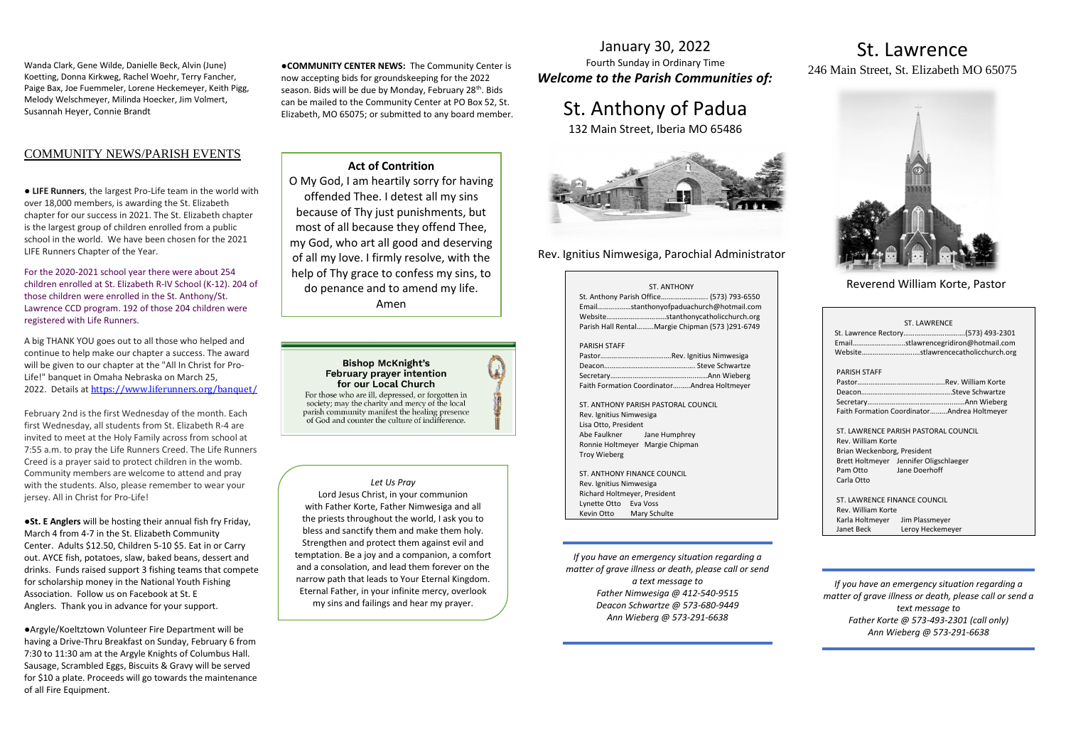Wanda Clark, Gene Wilde, Danielle Beck, Alvin (June) Koetting, Donna Kirkweg, Rachel Woehr, Terry Fancher, Paige Bax, Joe Fuemmeler, Lorene Heckemeyer, Keith Pigg, Melody Welschmeyer, Milinda Hoecker, Jim Volmert, Susannah Heyer, Connie Brandt

## COMMUNITY NEWS/PARISH EVENTS

● **LIFE Runners**, the largest Pro-Life team in the world with over 18,000 members, is awarding the St. Elizabeth chapter for our success in 2021. The St. Elizabeth chapter is the largest group of children enrolled from a public school in the world. We have been chosen for the 2021 LIFE Runners Chapter of the Year.

For the 2020-2021 school year there were about 254 children enrolled at St. Elizabeth R-IV School (K-12). 204 of those children were enrolled in the St. Anthony/St. Lawrence CCD program. 192 of those 204 children were registered with Life Runners.

A big THANK YOU goes out to all those who helped and continue to help make our chapter a success. The award will be given to our chapter at the "All In Christ for Pro-Life!" banquet in Omaha Nebraska on March 25, 2022. Details at https://www.liferunners.org/banquet/

February 2nd is the first Wednesday of the month. Each first Wednesday, all students from St. Elizabeth R-4 are invited to meet at the Holy Family across from school at 7:55 a.m. to pray the Life Runners Creed. The Life Runners Creed is a prayer said to protect children in the womb. Community members are welcome to attend and pray with the students. Also, please remember to wear your jersey. All in Christ for Pro-Life!

●**St. E Anglers** will be hosting their annual fish fry Friday, March 4 from 4-7 in the St. Elizabeth Community Center. Adults $12.50, Children 5-10 $5. Eat in or Carry out. AYCE fish, potatoes, slaw, baked beans, dessert and drinks. Funds raised support 3 fishing teams that compete for scholarship money in the National Youth Fishing Association. Follow us on Facebook at St. E Anglers. Thank you in advance for your support.

●Argyle/Koeltztown Volunteer Fire Department will be having a Drive-Thru Breakfast on Sunday, February 6 from 7:30 to 11:30 am at the Argyle Knights of Columbus Hall. Sausage, Scrambled Eggs, Biscuits & Gravy will be served for $10 a plate. Proceeds will go towards the maintenance of all Fire Equipment.

●**COMMUNITY CENTER NEWS:** The Community Center is now accepting bids for groundskeeping for the 2022 season. Bids will be due by Monday, February 28th. Bids can be mailed to the Community Center at PO Box 52, St. Elizabeth, MO 65075; or submitted to any board member.

**Act of Contrition**

O My God, I am heartily sorry for having offended Thee. I detest all my sins because of Thy just punishments, but most of all because they offend Thee, my God, who art all good and deserving of all my love. I firmly resolve, with the help of Thy grace to confess my sins, to do penance and to amend my life. Amen

**Bishop McKnight's February prayer intention for our Local Church**

For those who are ill, depressed, or forgotten in society; may the charity and mercy of the local parish community manifest the healing presence of God and counter the culture of indifference.

*Let Us Pray*

Lord Jesus Christ, in your communion with Father Korte, Father Nimwesiga and all the priests throughout the world, I ask you to bless and sanctify them and make them holy. Strengthen and protect them against evil and temptation. Be a joy and a companion, a comfort and a consolation, and lead them forever on the narrow path that leads to Your Eternal Kingdom. Eternal Father, in your infinite mercy, overlook my sins and failings and hear my prayer.

January 30, 2022

Fourth Sunday in Ordinary Time

***Welcome to the Parish Communities of:***

# St. Anthony of Padua

132 Main Street, Iberia MO 65486

Rev. Ignitius Nimwesiga, Parochial Administrator

ST. ANTHONY

St. Anthony Parish Office......................... (573) 793-6550
Email..................stanthonyofpaduachurch@hotmail.com
Website...............................stanthonycatholicchurch.org
Parish Hall Rental.........Margie Chipman (573 )291-6749

PARISH STAFF

Pastor......................................Rev. Ignitius Nimwesiga
Deacon................................................ Steve Schwartze
Secretary....................................................Ann Wieberg
Faith Formation Coordinator.........Andrea Holtmeyer

ST. ANTHONY PARISH PASTORAL COUNCIL
Rev. Ignitius Nimwesiga
Lisa Otto, President
Abe Faulkner  Jane Humphrey
Ronnie Holtmeyer  Margie Chipman
Troy Wieberg

ST. ANTHONY FINANCE COUNCIL
Rev. Ignitius Nimwesiga
Richard Holtmeyer, President
Lynette Otto  Eva Voss
Kevin Otto  Mary Schulte

*If you have an emergency situation regarding a matter of grave illness or death, please call or send a text message to*
*Father Nimwesiga @ 412-540-9515*
*Deacon Schwartze @ 573-680-9449*
*Ann Wieberg @ 573-291-6638*

# St. Lawrence

246 Main Street, St. Elizabeth MO 65075

Reverend William Korte, Pastor

ST. LAWRENCE

St. Lawrence Rectory..................................(573) 493-2301
Email...........................stlawrencegridiron@hotmail.com
Website...............................stlawrencecatholicchurch.org

PARISH STAFF

Pastor..............................................Rev. William Korte
Deacon................................................Steve Schwartze
Secretary....................................................Ann Wieberg
Faith Formation Coordinator.........Andrea Holtmeyer

ST. LAWRENCE PARISH PASTORAL COUNCIL
Rev. William Korte
Brian Weckenborg, President
Brett Holtmeyer  Jennifer Oligschlaeger
Pam Otto  Jane Doerhoff
Carla Otto

ST. LAWRENCE FINANCE COUNCIL
Rev. William Korte
Karla Holtmeyer  Jim Plassmeyer
Janet Beck  Leroy Heckemeyer

*If you have an emergency situation regarding a matter of grave illness or death, please call or send a text message to*
*Father Korte @ 573-493-2301 (call only)*
*Ann Wieberg @ 573-291-6638*